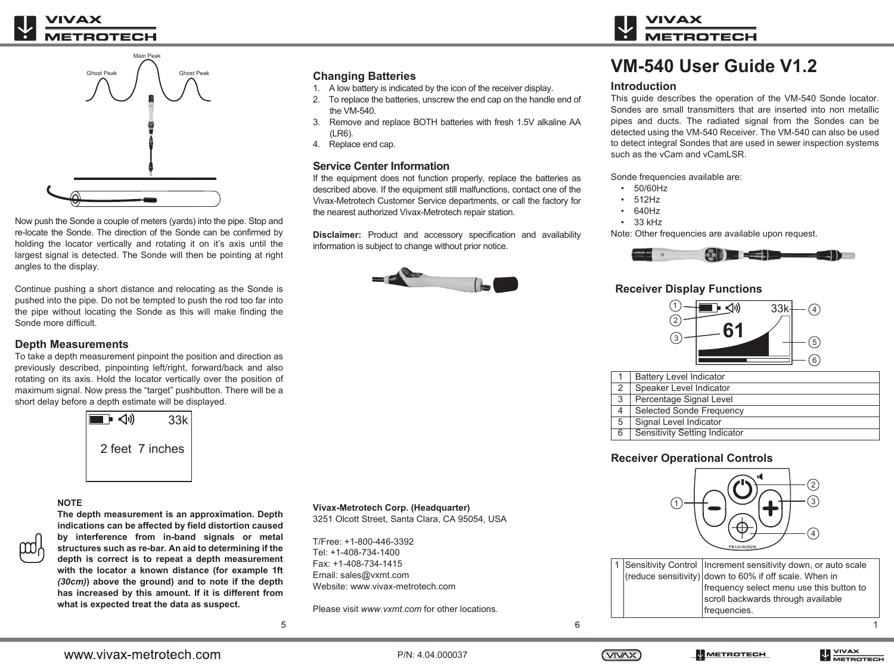Now push the Sonde a couple of meters (yards) into the pipe. Stop and re-locate the Sonde. The direction of the Sonde can be confirmed by holding the locator vertically and rotating it on it's axis until the largest signal is detected. The Sonde will then be pointing at right angles to the display.

Continue pushing a short distance and relocating as the Sonde is pushed into the pipe. Do not be tempted to push the rod too far into the pipe without locating the Sonde as this will make finding the Sonde more difficult.

## Depth Measurements

To take a depth measurement pinpoint the position and direction as previously described, pinpointing left/right, forward/back and also rotating on its axis. Hold the locator vertically over the position of maximum signal. Now press the "target" pushbutton. There will be a short delay before a depth estimate will be displayed.

33k

2 feet 7 inches

**NOTE**

**The depth measurement is an approximation. Depth indications can be affected by field distortion caused by interference from in-band signals or metal structures such as re-bar. An aid to determining if the depth is correct is to repeat a depth measurement with the locator a known distance (for example 1ft *(30cm)*) above the ground) and to note if the depth has increased by this amount. If it is different from what is expected treat the data as suspect.**

## Changing Batteries

1. A low battery is indicated by the icon of the receiver display.
2. To replace the batteries, unscrew the end cap on the handle end of the VM-540.
3. Remove and replace BOTH batteries with fresh 1.5V alkaline AA (LR6).
4. Replace end cap.

## Service Center Information

If the equipment does not function properly, replace the batteries as described above. If the equipment still malfunctions, contact one of the Vivax-Metrotech Customer Service departments, or call the factory for the nearest authorized Vivax-Metrotech repair station.

**Disclaimer:** Product and accessory specification and availability information is subject to change without prior notice.

**Vivax-Metrotech Corp. (Headquarter)**
3251 Olcott Street, Santa Clara, CA 95054, USA

T/Free: +1-800-446-3392
Tel: +1-408-734-1400
Fax: +1-408-734-1415
Email: sales@vxmt.com
Website: www.vivax-metrotech.com

Please visit *www.vxmt.com* for other locations.

# VM-540 User Guide V1.2

## Introduction

This guide describes the operation of the VM-540 Sonde locator. Sondes are small transmitters that are inserted into non metallic pipes and ducts. The radiated signal from the Sondes can be detected using the VM-540 Receiver. The VM-540 can also be used to detect integral Sondes that are used in sewer inspection systems such as the vCam and vCamLSR.

Sonde frequencies available are:

- 50/60Hz
- 512Hz
- 640Hz
- 33 kHz

Note: Other frequencies are available upon request.

## Receiver Display Functions

| | |
|---|---|
| 1 | Battery Level Indicator |
| 2 | Speaker Level Indicator |
| 3 | Percentage Signal Level |
| 4 | Selected Sonde Frequency |
| 5 | Signal Level Indicator |
| 6 | Sensitivity Setting Indicator |

## Receiver Operational Controls

| | | |
|---|---|---|
| 1 | Sensitivity Control (reduce sensitivity) | Increment sensitivity down, or auto scale down to 60% if off scale. When in frequency select menu use this button to scroll backwards through available frequencies. |

www.vivax-metrotech.com P/N: 4.04.000037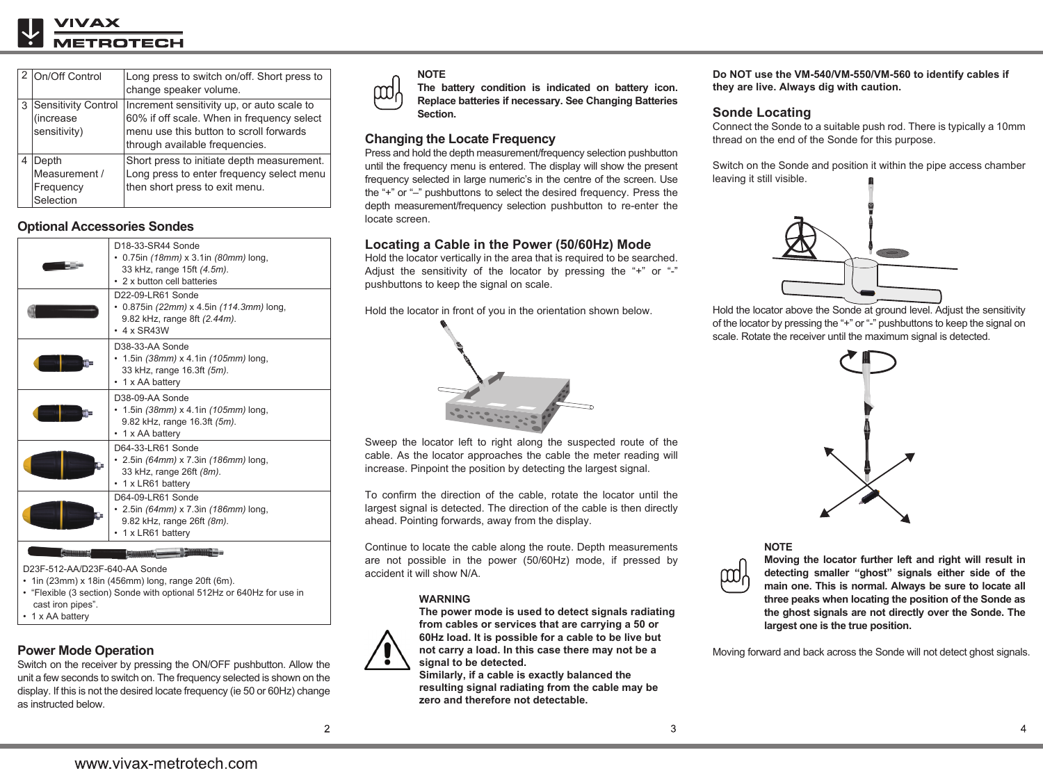| | | |
|---|---|---|
| 2 | On/Off Control | Long press to switch on/off. Short press to change speaker volume. |
| 3 | Sensitivity Control (increase sensitivity) | Increment sensitivity up, or auto scale to 60% if off scale. When in frequency select menu use this button to scroll forwards through available frequencies. |
| 4 | Depth Measurement / Frequency Selection | Short press to initiate depth measurement. Long press to enter frequency select menu then short press to exit menu. |

## Optional Accessories Sondes

| | |
|---|---|
| | D18-33-SR44 Sonde<br>• 0.75in *(18mm)* x 3.1in *(80mm)* long, 33 kHz, range 15ft *(4.5m)*.<br>• 2 x button cell batteries |
| | D22-09-LR61 Sonde<br>• 0.875in *(22mm)* x 4.5in *(114.3mm)* long, 9.82 kHz, range 8ft *(2.44m)*.<br>• 4 x SR43W |
| | D38-33-AA Sonde<br>• 1.5in *(38mm)* x 4.1in *(105mm)* long, 33 kHz, range 16.3ft *(5m)*.<br>• 1 x AA battery |
| | D38-09-AA Sonde<br>• 1.5in *(38mm)* x 4.1in *(105mm)* long, 9.82 kHz, range 16.3ft *(5m)*.<br>• 1 x AA battery |
| | D64-33-LR61 Sonde<br>• 2.5in *(64mm)* x 7.3in *(186mm)* long, 33 kHz, range 26ft *(8m)*.<br>• 1 x LR61 battery |
| | D64-09-LR61 Sonde<br>• 2.5in *(64mm)* x 7.3in *(186mm)* long, 9.82 kHz, range 26ft *(8m)*.<br>• 1 x LR61 battery |
| D23F-512-AA/D23F-640-AA Sonde<br>• 1in (23mm) x 18in (456mm) long, range 20ft (6m).<br>• "Flexible (3 section) Sonde with optional 512Hz or 640Hz for use in cast iron pipes".<br>• 1 x AA battery | |

## Power Mode Operation

Switch on the receiver by pressing the ON/OFF pushbutton. Allow the unit a few seconds to switch on. The frequency selected is shown on the display. If this is not the desired locate frequency (ie 50 or 60Hz) change as instructed below.

**NOTE**
**The battery condition is indicated on battery icon. Replace batteries if necessary. See Changing Batteries Section.**

## Changing the Locate Frequency

Press and hold the depth measurement/frequency selection pushbutton until the frequency menu is entered. The display will show the present frequency selected in large numeric's in the centre of the screen. Use the "+" or "–" pushbuttons to select the desired frequency. Press the depth measurement/frequency selection pushbutton to re-enter the locate screen.

## Locating a Cable in the Power (50/60Hz) Mode

Hold the locator vertically in the area that is required to be searched. Adjust the sensitivity of the locator by pressing the "+" or "-" pushbuttons to keep the signal on scale.

Hold the locator in front of you in the orientation shown below.

Sweep the locator left to right along the suspected route of the cable. As the locator approaches the cable the meter reading will increase. Pinpoint the position by detecting the largest signal.

To confirm the direction of the cable, rotate the locator until the largest signal is detected. The direction of the cable is then directly ahead. Pointing forwards, away from the display.

Continue to locate the cable along the route. Depth measurements are not possible in the power (50/60Hz) mode, if pressed by accident it will show N/A.

**WARNING**
**The power mode is used to detect signals radiating from cables or services that are carrying a 50 or 60Hz load. It is possible for a cable to be live but not carry a load. In this case there may not be a signal to be detected.**
**Similarly, if a cable is exactly balanced the resulting signal radiating from the cable may be zero and therefore not detectable.**

**Do NOT use the VM-540/VM-550/VM-560 to identify cables if they are live. Always dig with caution.**

## Sonde Locating

Connect the Sonde to a suitable push rod. There is typically a 10mm thread on the end of the Sonde for this purpose.

Switch on the Sonde and position it within the pipe access chamber leaving it still visible.

Hold the locator above the Sonde at ground level. Adjust the sensitivity of the locator by pressing the "+" or "-" pushbuttons to keep the signal on scale. Rotate the receiver until the maximum signal is detected.

**NOTE**
**Moving the locator further left and right will result in detecting smaller "ghost" signals either side of the main one. This is normal. Always be sure to locate all three peaks when locating the position of the Sonde as the ghost signals are not directly over the Sonde. The largest one is the true position.**

Moving forward and back across the Sonde will not detect ghost signals.